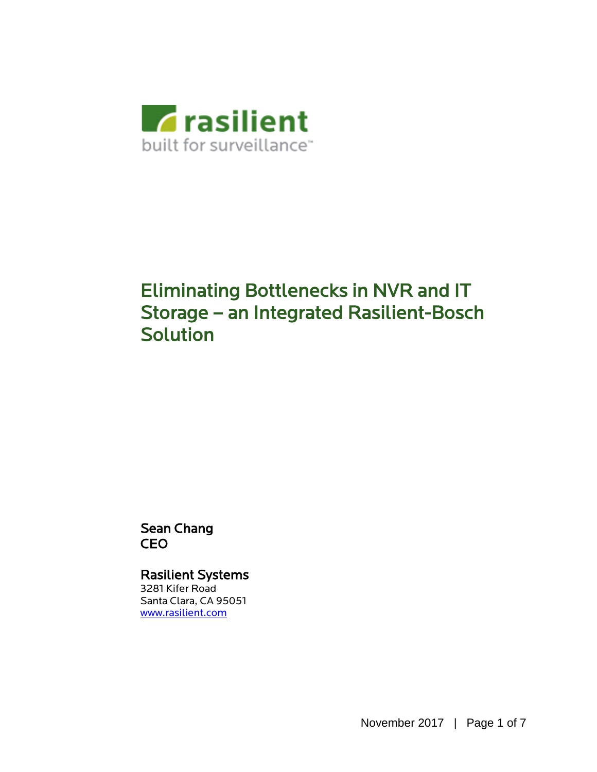rasilient

built for surveillance™

# Eliminating Bottlenecks in NVR and IT Storage – an Integrated Rasilient-Bosch Solution

**Sean Chang**
**CEO**

**Rasilient Systems**
3281 Kifer Road
Santa Clara, CA 95051
www.rasilient.com

November 2017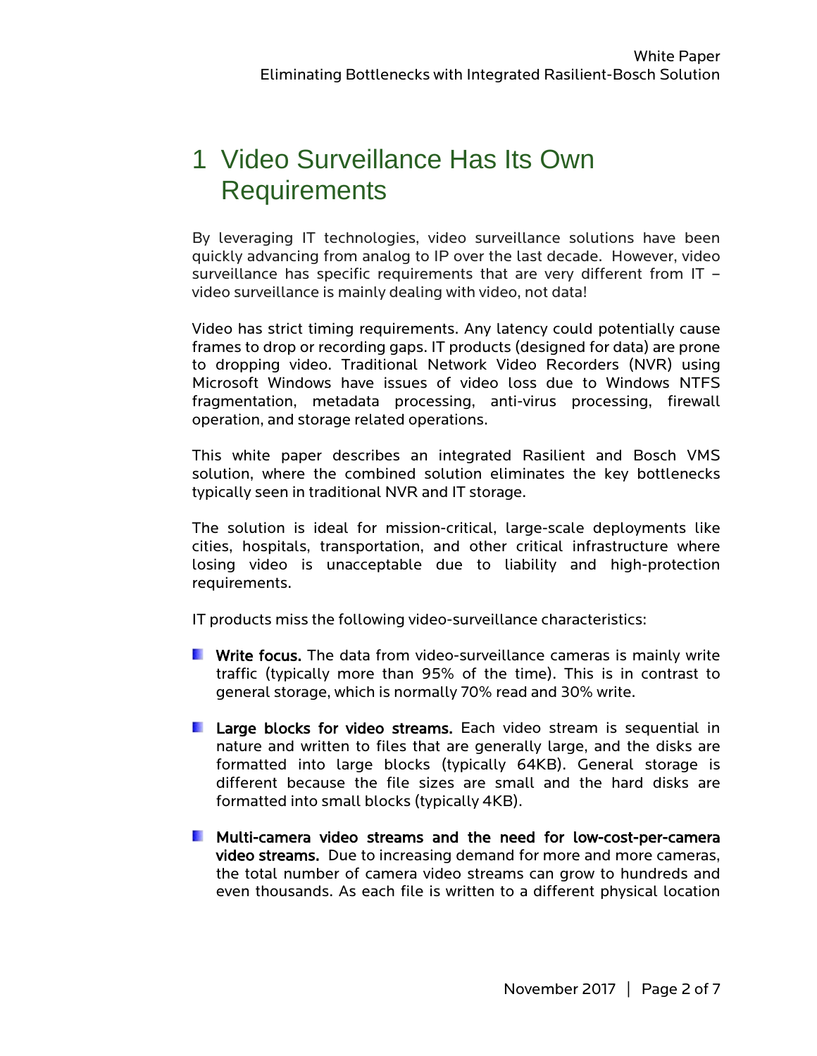# 1 Video Surveillance Has Its Own Requirements

By leveraging IT technologies, video surveillance solutions have been quickly advancing from analog to IP over the last decade. However, video surveillance has specific requirements that are very different from IT – video surveillance is mainly dealing with video, not data!

Video has strict timing requirements. Any latency could potentially cause frames to drop or recording gaps. IT products (designed for data) are prone to dropping video. Traditional Network Video Recorders (NVR) using Microsoft Windows have issues of video loss due to Windows NTFS fragmentation, metadata processing, anti-virus processing, firewall operation, and storage related operations.

This white paper describes an integrated Rasilient and Bosch VMS solution, where the combined solution eliminates the key bottlenecks typically seen in traditional NVR and IT storage.

The solution is ideal for mission-critical, large-scale deployments like cities, hospitals, transportation, and other critical infrastructure where losing video is unacceptable due to liability and high-protection requirements.

IT products miss the following video-surveillance characteristics:

- **Write focus.** The data from video-surveillance cameras is mainly write traffic (typically more than 95% of the time). This is in contrast to general storage, which is normally 70% read and 30% write.

- **Large blocks for video streams.** Each video stream is sequential in nature and written to files that are generally large, and the disks are formatted into large blocks (typically 64KB). General storage is different because the file sizes are small and the hard disks are formatted into small blocks (typically 4KB).

- **Multi-camera video streams and the need for low-cost-per-camera video streams.** Due to increasing demand for more and more cameras, the total number of camera video streams can grow to hundreds and even thousands. As each file is written to a different physical location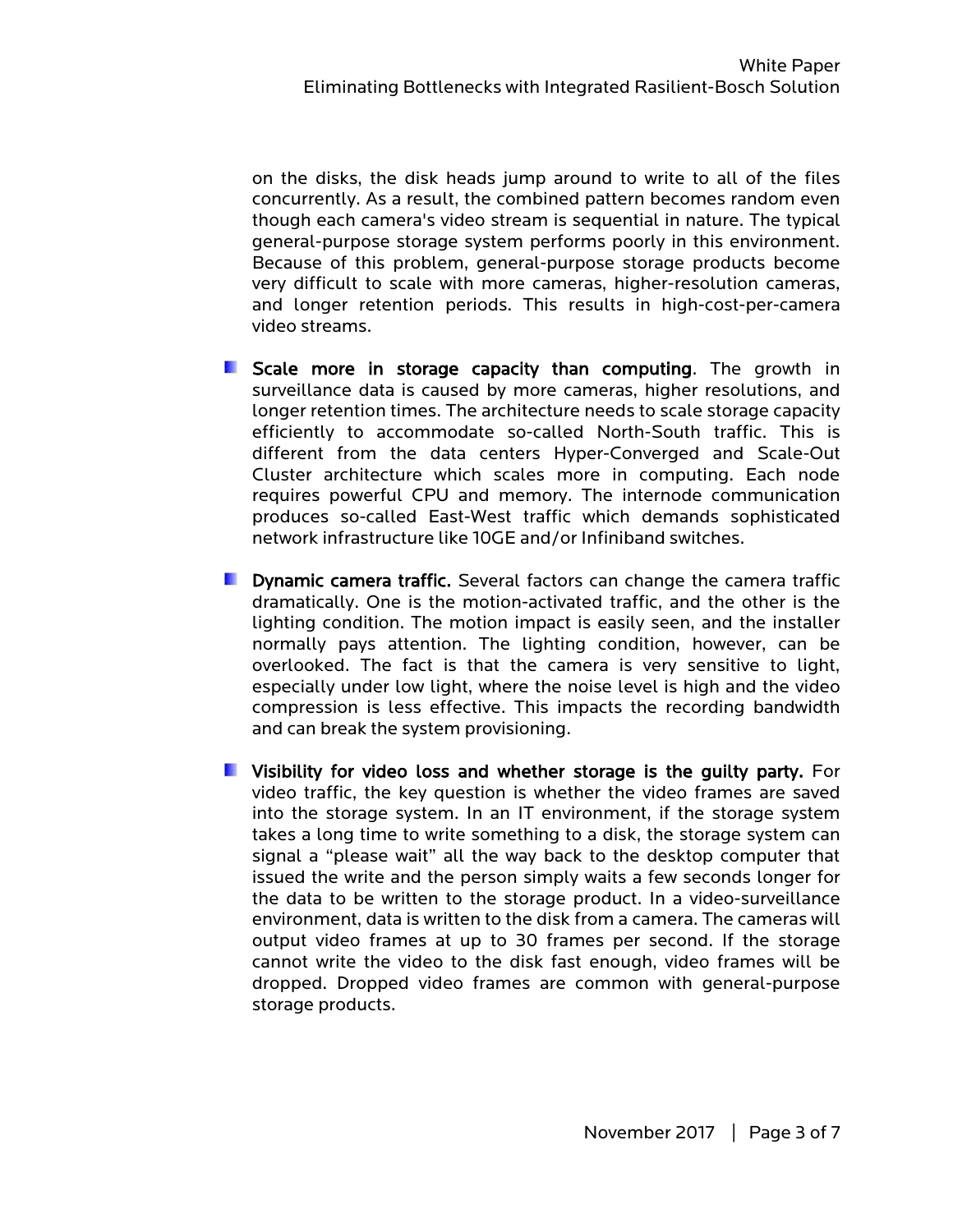on the disks, the disk heads jump around to write to all of the files concurrently. As a result, the combined pattern becomes random even though each camera's video stream is sequential in nature. The typical general-purpose storage system performs poorly in this environment. Because of this problem, general-purpose storage products become very difficult to scale with more cameras, higher-resolution cameras, and longer retention periods. This results in high-cost-per-camera video streams.

- **Scale more in storage capacity than computing**. The growth in surveillance data is caused by more cameras, higher resolutions, and longer retention times. The architecture needs to scale storage capacity efficiently to accommodate so-called North-South traffic. This is different from the data centers Hyper-Converged and Scale-Out Cluster architecture which scales more in computing. Each node requires powerful CPU and memory. The internode communication produces so-called East-West traffic which demands sophisticated network infrastructure like 10GE and/or Infiniband switches.

- **Dynamic camera traffic.** Several factors can change the camera traffic dramatically. One is the motion-activated traffic, and the other is the lighting condition. The motion impact is easily seen, and the installer normally pays attention. The lighting condition, however, can be overlooked. The fact is that the camera is very sensitive to light, especially under low light, where the noise level is high and the video compression is less effective. This impacts the recording bandwidth and can break the system provisioning.

- **Visibility for video loss and whether storage is the guilty party.** For video traffic, the key question is whether the video frames are saved into the storage system. In an IT environment, if the storage system takes a long time to write something to a disk, the storage system can signal a "please wait" all the way back to the desktop computer that issued the write and the person simply waits a few seconds longer for the data to be written to the storage product. In a video-surveillance environment, data is written to the disk from a camera. The cameras will output video frames at up to 30 frames per second. If the storage cannot write the video to the disk fast enough, video frames will be dropped. Dropped video frames are common with general-purpose storage products.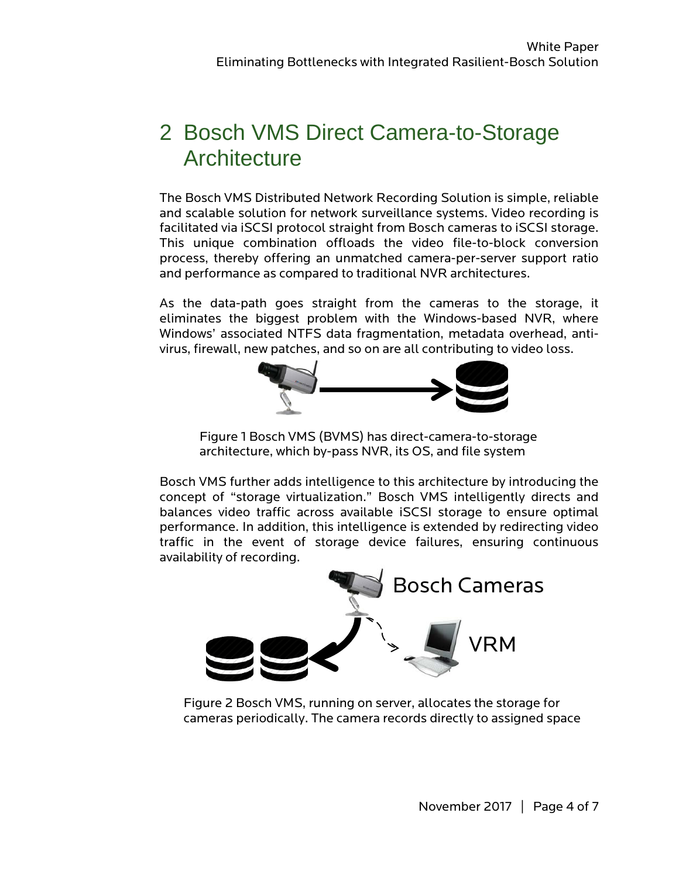# 2 Bosch VMS Direct Camera-to-Storage Architecture

The Bosch VMS Distributed Network Recording Solution is simple, reliable and scalable solution for network surveillance systems. Video recording is facilitated via iSCSI protocol straight from Bosch cameras to iSCSI storage. This unique combination offloads the video file-to-block conversion process, thereby offering an unmatched camera-per-server support ratio and performance as compared to traditional NVR architectures.

As the data-path goes straight from the cameras to the storage, it eliminates the biggest problem with the Windows-based NVR, where Windows' associated NTFS data fragmentation, metadata overhead, anti-virus, firewall, new patches, and so on are all contributing to video loss.

Figure 1 Bosch VMS (BVMS) has direct-camera-to-storage architecture, which by-pass NVR, its OS, and file system

Bosch VMS further adds intelligence to this architecture by introducing the concept of "storage virtualization." Bosch VMS intelligently directs and balances video traffic across available iSCSI storage to ensure optimal performance. In addition, this intelligence is extended by redirecting video traffic in the event of storage device failures, ensuring continuous availability of recording.

Bosch Cameras

VRM

Figure 2 Bosch VMS, running on server, allocates the storage for cameras periodically. The camera records directly to assigned space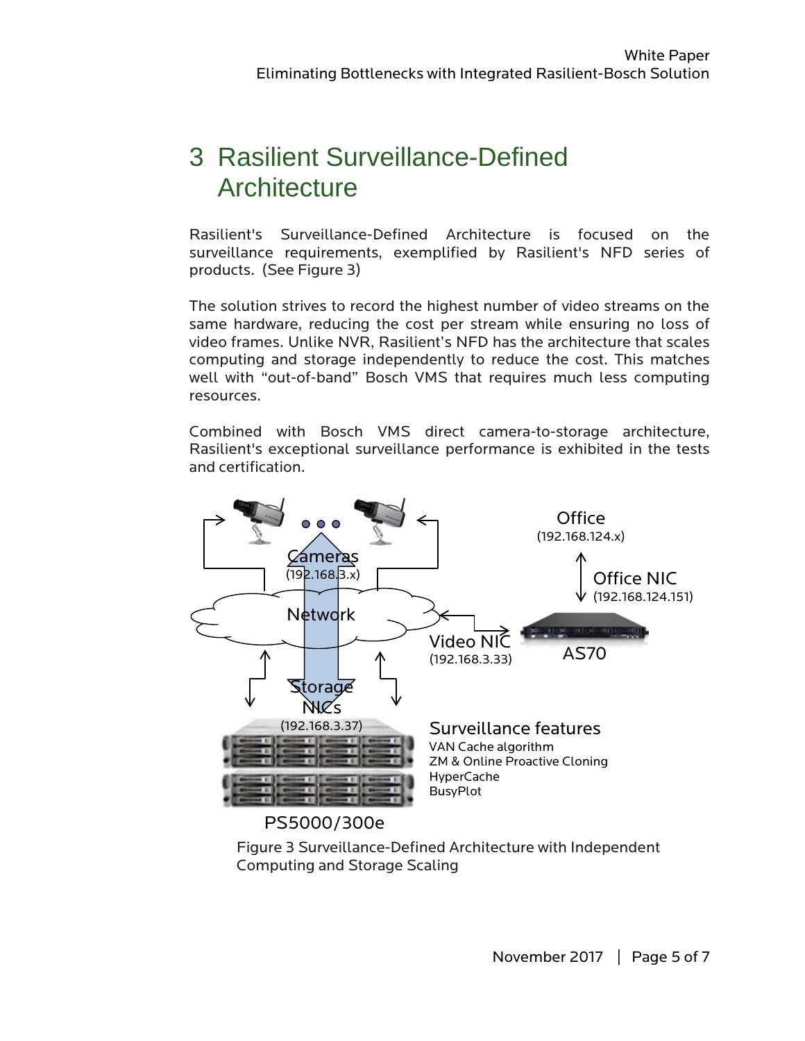# 3 Rasilient Surveillance-Defined Architecture

Rasilient's Surveillance-Defined Architecture is focused on the surveillance requirements, exemplified by Rasilient's NFD series of products. (See Figure 3)

The solution strives to record the highest number of video streams on the same hardware, reducing the cost per stream while ensuring no loss of video frames. Unlike NVR, Rasilient's NFD has the architecture that scales computing and storage independently to reduce the cost. This matches well with "out-of-band" Bosch VMS that requires much less computing resources.

Combined with Bosch VMS direct camera-to-storage architecture, Rasilient's exceptional surveillance performance is exhibited in the tests and certification.

Cameras
(192.168.3.x)

Network

Office
(192.168.124.x)

Office NIC
(192.168.124.151)

Video NIC
(192.168.3.33)

AS70

Storage NICs
(192.168.3.37)

PS5000/300e

Surveillance features
VAN Cache algorithm
ZM & Online Proactive Cloning
HyperCache
BusyPlot

Figure 3 Surveillance-Defined Architecture with Independent Computing and Storage Scaling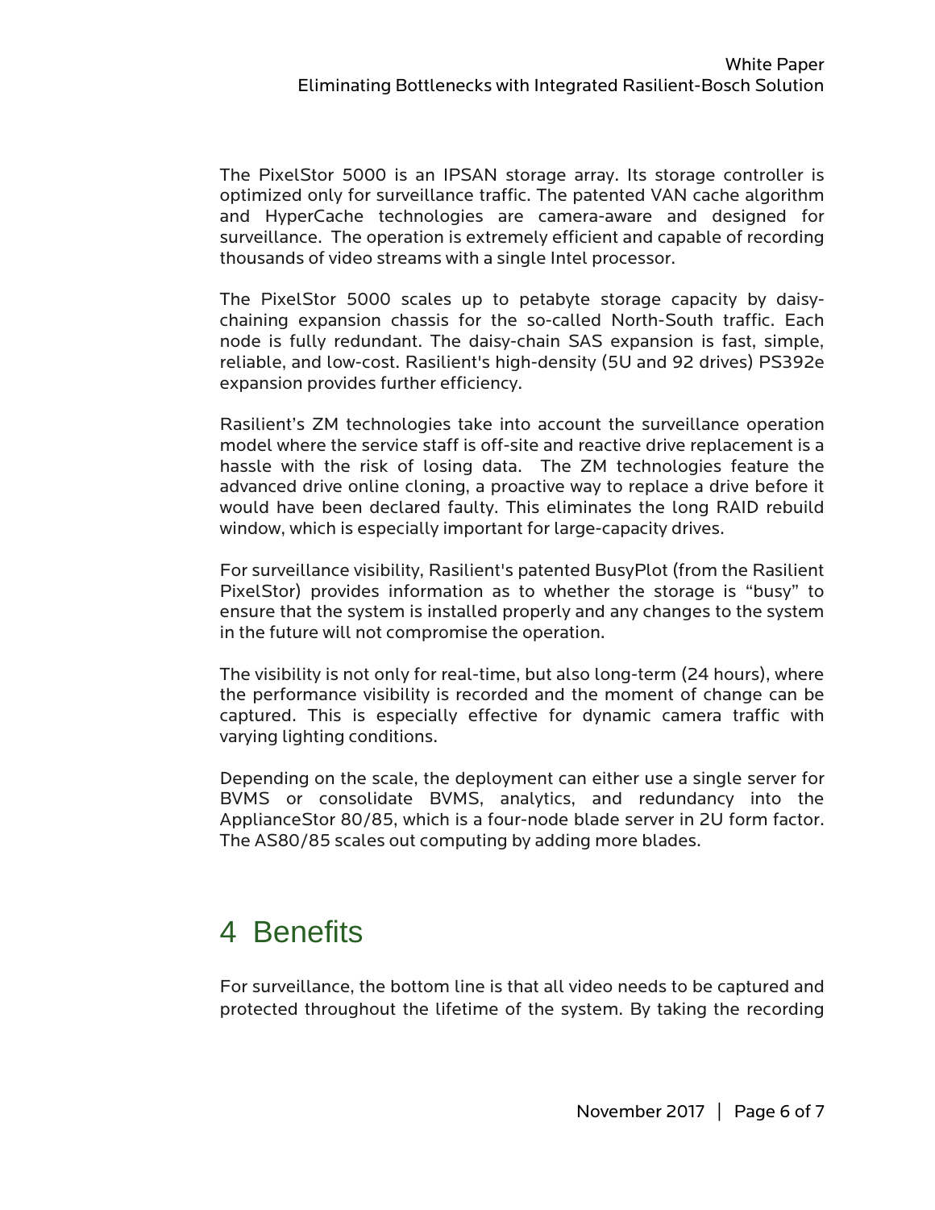The PixelStor 5000 is an IPSAN storage array. Its storage controller is optimized only for surveillance traffic. The patented VAN cache algorithm and HyperCache technologies are camera-aware and designed for surveillance. The operation is extremely efficient and capable of recording thousands of video streams with a single Intel processor.

The PixelStor 5000 scales up to petabyte storage capacity by daisy-chaining expansion chassis for the so-called North-South traffic. Each node is fully redundant. The daisy-chain SAS expansion is fast, simple, reliable, and low-cost. Rasilient's high-density (5U and 92 drives) PS392e expansion provides further efficiency.

Rasilient's ZM technologies take into account the surveillance operation model where the service staff is off-site and reactive drive replacement is a hassle with the risk of losing data. The ZM technologies feature the advanced drive online cloning, a proactive way to replace a drive before it would have been declared faulty. This eliminates the long RAID rebuild window, which is especially important for large-capacity drives.

For surveillance visibility, Rasilient's patented BusyPlot (from the Rasilient PixelStor) provides information as to whether the storage is "busy" to ensure that the system is installed properly and any changes to the system in the future will not compromise the operation.

The visibility is not only for real-time, but also long-term (24 hours), where the performance visibility is recorded and the moment of change can be captured. This is especially effective for dynamic camera traffic with varying lighting conditions.

Depending on the scale, the deployment can either use a single server for BVMS or consolidate BVMS, analytics, and redundancy into the ApplianceStor 80/85, which is a four-node blade server in 2U form factor. The AS80/85 scales out computing by adding more blades.

# 4 Benefits

For surveillance, the bottom line is that all video needs to be captured and protected throughout the lifetime of the system. By taking the recording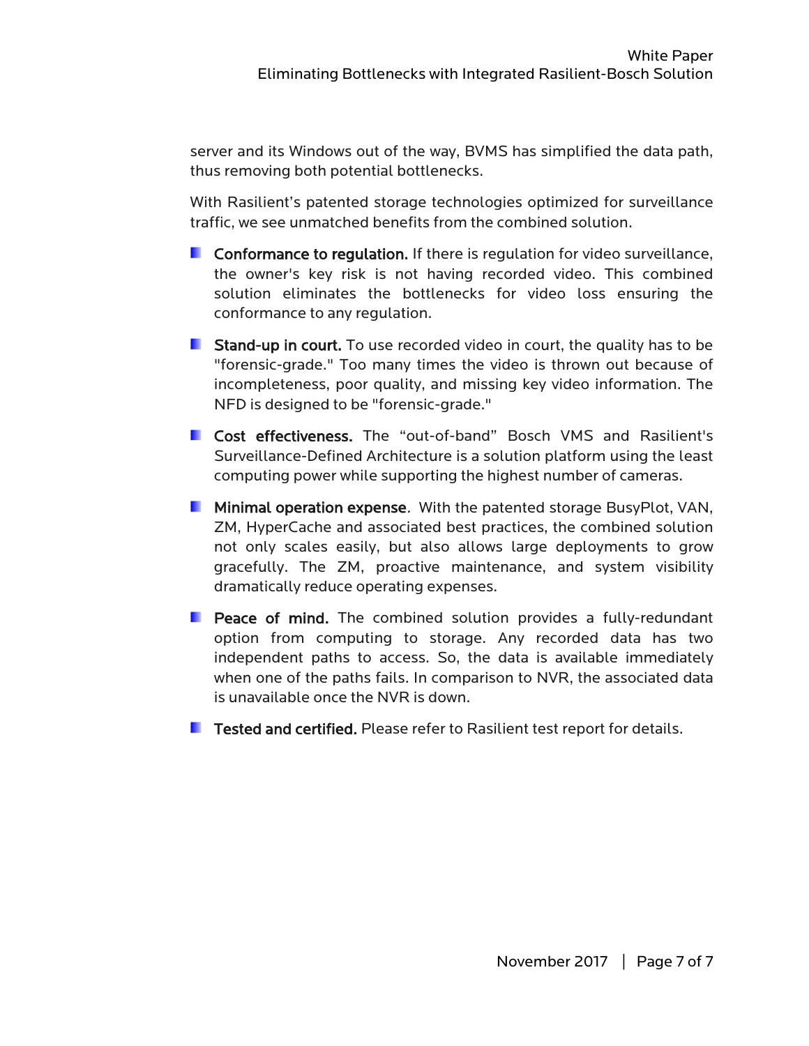server and its Windows out of the way, BVMS has simplified the data path, thus removing both potential bottlenecks.

With Rasilient's patented storage technologies optimized for surveillance traffic, we see unmatched benefits from the combined solution.

- **Conformance to regulation.** If there is regulation for video surveillance, the owner's key risk is not having recorded video. This combined solution eliminates the bottlenecks for video loss ensuring the conformance to any regulation.
- **Stand-up in court.** To use recorded video in court, the quality has to be "forensic-grade." Too many times the video is thrown out because of incompleteness, poor quality, and missing key video information. The NFD is designed to be "forensic-grade."
- **Cost effectiveness.** The "out-of-band" Bosch VMS and Rasilient's Surveillance-Defined Architecture is a solution platform using the least computing power while supporting the highest number of cameras.
- **Minimal operation expense**. With the patented storage BusyPlot, VAN, ZM, HyperCache and associated best practices, the combined solution not only scales easily, but also allows large deployments to grow gracefully. The ZM, proactive maintenance, and system visibility dramatically reduce operating expenses.
- **Peace of mind.** The combined solution provides a fully-redundant option from computing to storage. Any recorded data has two independent paths to access. So, the data is available immediately when one of the paths fails. In comparison to NVR, the associated data is unavailable once the NVR is down.
- **Tested and certified.** Please refer to Rasilient test report for details.